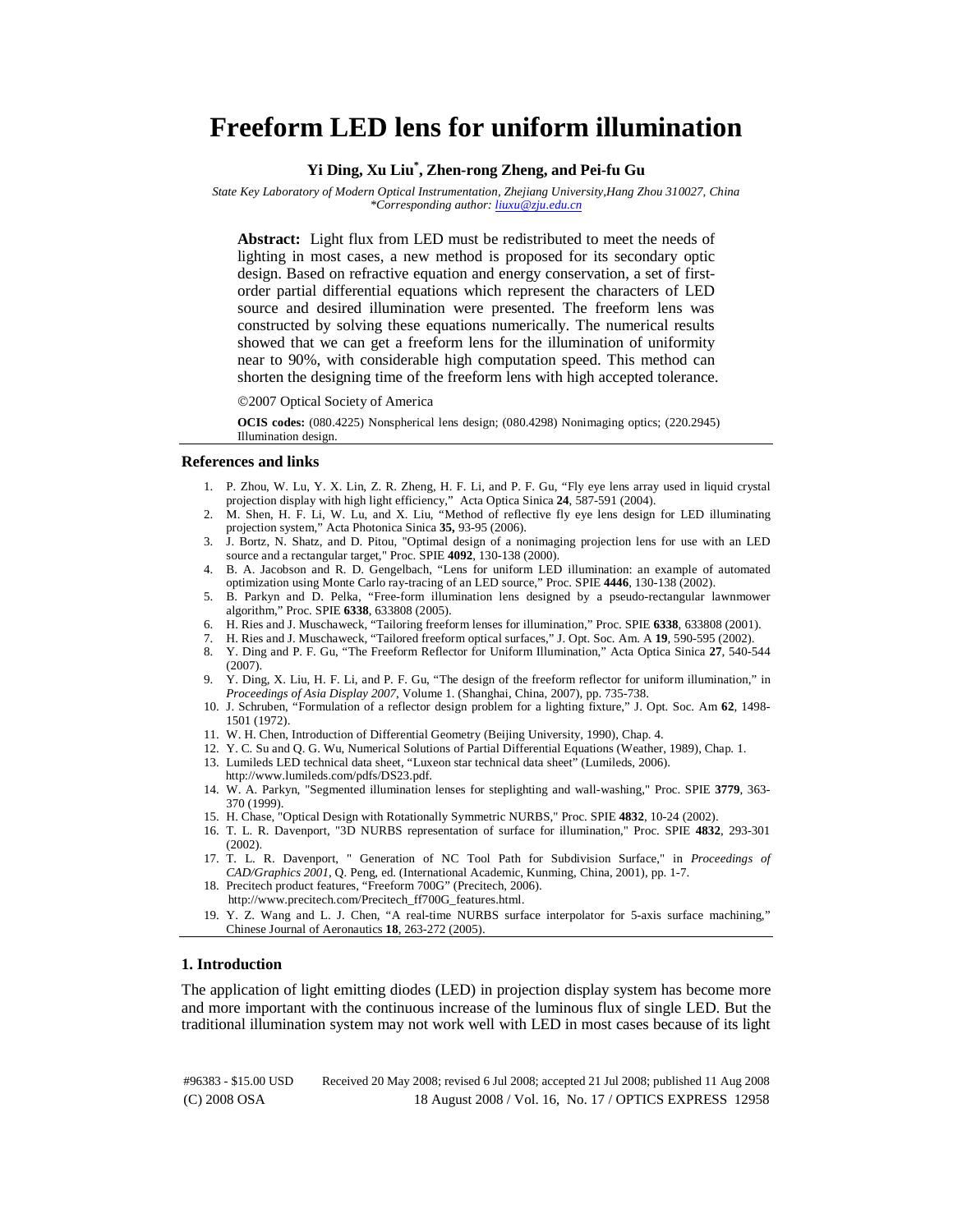# Freeform LED lens for uniform illumination

**Yi Ding, Xu Liu[*], Zhen-rong Zheng, and Pei-fu Gu**

*State Key Laboratory of Modern Optical Instrumentation, Zhejiang University,Hang Zhou 310027, China*
*\*Corresponding author: liuxu@zju.edu.cn*

**Abstract:** Light flux from LED must be redistributed to meet the needs of lighting in most cases, a new method is proposed for its secondary optic design. Based on refractive equation and energy conservation, a set of first-order partial differential equations which represent the characters of LED source and desired illumination were presented. The freeform lens was constructed by solving these equations numerically. The numerical results showed that we can get a freeform lens for the illumination of uniformity near to 90%, with considerable high computation speed. This method can shorten the designing time of the freeform lens with high accepted tolerance.

©2007 Optical Society of America

**OCIS codes:** (080.4225) Nonspherical lens design; (080.4298) Nonimaging optics; (220.2945) Illumination design.

## References and links

1. P. Zhou, W. Lu, Y. X. Lin, Z. R. Zheng, H. F. Li, and P. F. Gu, "Fly eye lens array used in liquid crystal projection display with high light efficiency," Acta Optica Sinica **24**, 587-591 (2004).
2. M. Shen, H. F. Li, W. Lu, and X. Liu, "Method of reflective fly eye lens design for LED illuminating projection system," Acta Photonica Sinica **35,** 93-95 (2006).
3. J. Bortz, N. Shatz, and D. Pitou, "Optimal design of a nonimaging projection lens for use with an LED source and a rectangular target," Proc. SPIE **4092**, 130-138 (2000).
4. B. A. Jacobson and R. D. Gengelbach, "Lens for uniform LED illumination: an example of automated optimization using Monte Carlo ray-tracing of an LED source," Proc. SPIE **4446**, 130-138 (2002).
5. B. Parkyn and D. Pelka, "Free-form illumination lens designed by a pseudo-rectangular lawnmower algorithm," Proc. SPIE **6338**, 633808 (2005).
6. H. Ries and J. Muschaweck, "Tailoring freeform lenses for illumination," Proc. SPIE **6338**, 633808 (2001).
7. H. Ries and J. Muschaweck, "Tailored freeform optical surfaces," J. Opt. Soc. Am. A **19**, 590-595 (2002).
8. Y. Ding and P. F. Gu, "The Freeform Reflector for Uniform Illumination," Acta Optica Sinica **27**, 540-544 (2007).
9. Y. Ding, X. Liu, H. F. Li, and P. F. Gu, "The design of the freeform reflector for uniform illumination," in *Proceedings of Asia Display 2007*, Volume 1. (Shanghai, China, 2007), pp. 735-738.
10. J. Schruben, "Formulation of a reflector design problem for a lighting fixture," J. Opt. Soc. Am **62**, 1498-1501 (1972).
11. W. H. Chen, Introduction of Differential Geometry (Beijing University, 1990), Chap. 4.
12. Y. C. Su and Q. G. Wu, Numerical Solutions of Partial Differential Equations (Weather, 1989), Chap. 1.
13. Lumileds LED technical data sheet, "Luxeon star technical data sheet" (Lumileds, 2006). http://www.lumileds.com/pdfs/DS23.pdf.
14. W. A. Parkyn, "Segmented illumination lenses for steplighting and wall-washing," Proc. SPIE **3779**, 363-370 (1999).
15. H. Chase, "Optical Design with Rotationally Symmetric NURBS," Proc. SPIE **4832**, 10-24 (2002).
16. T. L. R. Davenport, "3D NURBS representation of surface for illumination," Proc. SPIE **4832**, 293-301 (2002).
17. T. L. R. Davenport, " Generation of NC Tool Path for Subdivision Surface," in *Proceedings of CAD/Graphics 2001*, Q. Peng, ed. (International Academic, Kunming, China, 2001), pp. 1-7.
18. Precitech product features, "Freeform 700G" (Precitech, 2006). http://www.precitech.com/Precitech_ff700G_features.html.
19. Y. Z. Wang and L. J. Chen, "A real-time NURBS surface interpolator for 5-axis surface machining," Chinese Journal of Aeronautics **18**, 263-272 (2005).

## 1. Introduction

The application of light emitting diodes (LED) in projection display system has become more and more important with the continuous increase of the luminous flux of single LED. But the traditional illumination system may not work well with LED in most cases because of its light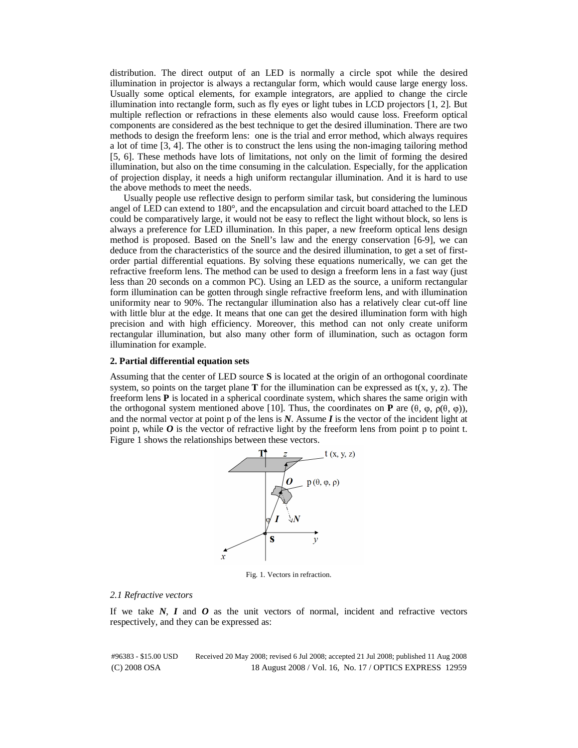distribution. The direct output of an LED is normally a circle spot while the desired illumination in projector is always a rectangular form, which would cause large energy loss. Usually some optical elements, for example integrators, are applied to change the circle illumination into rectangle form, such as fly eyes or light tubes in LCD projectors [1, 2]. But multiple reflection or refractions in these elements also would cause loss. Freeform optical components are considered as the best technique to get the desired illumination. There are two methods to design the freeform lens: one is the trial and error method, which always requires a lot of time [3, 4]. The other is to construct the lens using the non-imaging tailoring method [5, 6]. These methods have lots of limitations, not only on the limit of forming the desired illumination, but also on the time consuming in the calculation. Especially, for the application of projection display, it needs a high uniform rectangular illumination. And it is hard to use the above methods to meet the needs.

Usually people use reflective design to perform similar task, but considering the luminous angel of LED can extend to 180°, and the encapsulation and circuit board attached to the LED could be comparatively large, it would not be easy to reflect the light without block, so lens is always a preference for LED illumination. In this paper, a new freeform optical lens design method is proposed. Based on the Snell's law and the energy conservation [6-9], we can deduce from the characteristics of the source and the desired illumination, to get a set of first-order partial differential equations. By solving these equations numerically, we can get the refractive freeform lens. The method can be used to design a freeform lens in a fast way (just less than 20 seconds on a common PC). Using an LED as the source, a uniform rectangular form illumination can be gotten through single refractive freeform lens, and with illumination uniformity near to 90%. The rectangular illumination also has a relatively clear cut-off line with little blur at the edge. It means that one can get the desired illumination form with high precision and with high efficiency. Moreover, this method can not only create uniform rectangular illumination, but also many other form of illumination, such as octagon form illumination for example.

## 2. Partial differential equation sets

Assuming that the center of LED source **S** is located at the origin of an orthogonal coordinate system, so points on the target plane **T** for the illumination can be expressed as $t(x, y, z)$. The freeform lens **P** is located in a spherical coordinate system, which shares the same origin with the orthogonal system mentioned above [10]. Thus, the coordinates on **P** are $(\theta, \varphi, \rho(\theta, \varphi))$, and the normal vector at point p of the lens is $\boldsymbol{N}$. Assume $\boldsymbol{I}$ is the vector of the incident light at point p, while $\boldsymbol{O}$ is the vector of refractive light by the freeform lens from point p to point t. Figure 1 shows the relationships between these vectors.

Fig. 1. Vectors in refraction.

### 2.1 Refractive vectors

If we take $\boldsymbol{N}$, $\boldsymbol{I}$ and $\boldsymbol{O}$ as the unit vectors of normal, incident and refractive vectors respectively, and they can be expressed as: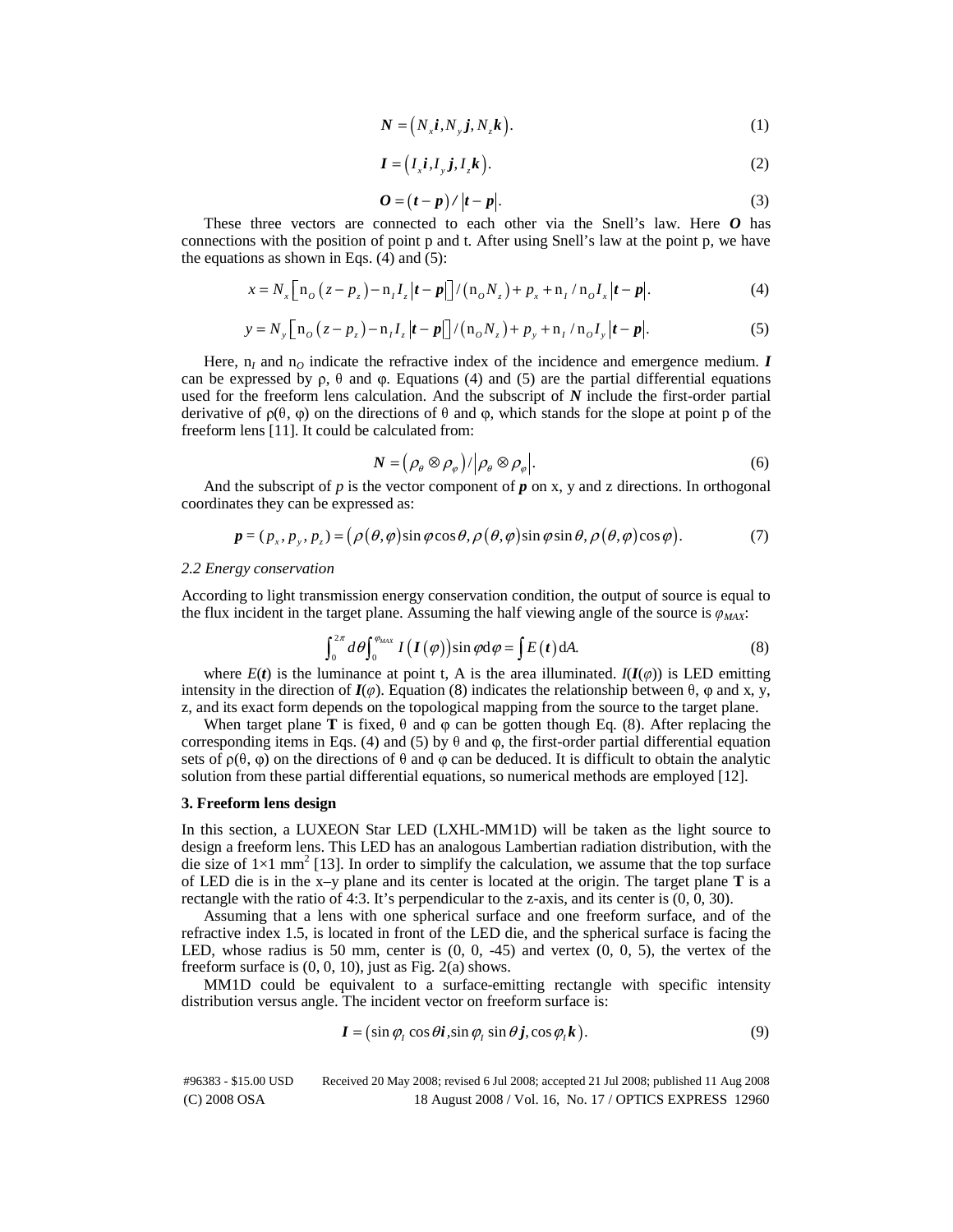$$\boldsymbol{N} = \left(N_x \boldsymbol{i}, N_y \boldsymbol{j}, N_z \boldsymbol{k}\right). \tag{1}$$

$$\boldsymbol{I} = \left(I_x \boldsymbol{i}, I_y \boldsymbol{j}, I_z \boldsymbol{k}\right). \tag{2}$$

$$\boldsymbol{O} = \left(\boldsymbol{t} - \boldsymbol{p}\right) / \left|\boldsymbol{t} - \boldsymbol{p}\right|. \tag{3}$$

These three vectors are connected to each other via the Snell's law. Here $\boldsymbol{O}$ has connections with the position of point p and t. After using Snell's law at the point p, we have the equations as shown in Eqs. (4) and (5):

$$x = N_x \left[ \mathrm{n}_O \left(z - p_z\right) - \mathrm{n}_I I_z \left|\boldsymbol{t} - \boldsymbol{p}\right| \right] / \left(\mathrm{n}_O N_z\right) + p_x + \mathrm{n}_I / \mathrm{n}_O I_x \left|\boldsymbol{t} - \boldsymbol{p}\right|. \tag{4}$$

$$y = N_y \left[ \mathrm{n}_O \left(z - p_z\right) - \mathrm{n}_I I_z \left|\boldsymbol{t} - \boldsymbol{p}\right| \right] / \left(\mathrm{n}_O N_z\right) + p_y + \mathrm{n}_I / \mathrm{n}_O I_y \left|\boldsymbol{t} - \boldsymbol{p}\right|. \tag{5}$$

Here, $\mathrm{n}_I$ and $\mathrm{n}_O$ indicate the refractive index of the incidence and emergence medium. $\boldsymbol{I}$ can be expressed by ρ, θ and φ. Equations (4) and (5) are the partial differential equations used for the freeform lens calculation. And the subscript of $\boldsymbol{N}$ include the first-order partial derivative of $\rho(\theta, \varphi)$ on the directions of θ and φ, which stands for the slope at point p of the freeform lens [11]. It could be calculated from:

$$\boldsymbol{N} = \left(\rho_\theta \otimes \rho_\varphi\right) / \left|\rho_\theta \otimes \rho_\varphi\right|. \tag{6}$$

And the subscript of $p$ is the vector component of $\boldsymbol{p}$ on x, y and z directions. In orthogonal coordinates they can be expressed as:

$$\boldsymbol{p} = (p_x, p_y, p_z) = \left(\rho(\theta,\varphi)\sin\varphi\cos\theta, \rho(\theta,\varphi)\sin\varphi\sin\theta, \rho(\theta,\varphi)\cos\varphi\right). \tag{7}$$

### *2.2 Energy conservation*

According to light transmission energy conservation condition, the output of source is equal to the flux incident in the target plane. Assuming the half viewing angle of the source is $\varphi_{MAX}$:

$$\int_0^{2\pi} d\theta \int_0^{\varphi_{MAX}} I\left(\boldsymbol{I}\left(\varphi\right)\right) \sin\varphi \mathrm{d}\varphi = \int E\left(\boldsymbol{t}\right) \mathrm{d}A. \tag{8}$$

where $E(\boldsymbol{t})$ is the luminance at point t, A is the area illuminated. $I(\boldsymbol{I}(\varphi))$ is LED emitting intensity in the direction of $\boldsymbol{I}(\varphi)$. Equation (8) indicates the relationship between θ, φ and x, y, z, and its exact form depends on the topological mapping from the source to the target plane.

When target plane **T** is fixed, θ and φ can be gotten though Eq. (8). After replacing the corresponding items in Eqs. (4) and (5) by θ and φ, the first-order partial differential equation sets of $\rho(\theta, \varphi)$ on the directions of θ and φ can be deduced. It is difficult to obtain the analytic solution from these partial differential equations, so numerical methods are employed [12].

## **3. Freeform lens design**

In this section, a LUXEON Star LED (LXHL-MM1D) will be taken as the light source to design a freeform lens. This LED has an analogous Lambertian radiation distribution, with the die size of $1 \times 1$ mm$^2$ [13]. In order to simplify the calculation, we assume that the top surface of LED die is in the x–y plane and its center is located at the origin. The target plane **T** is a rectangle with the ratio of 4:3. It's perpendicular to the z-axis, and its center is (0, 0, 30).

Assuming that a lens with one spherical surface and one freeform surface, and of the refractive index 1.5, is located in front of the LED die, and the spherical surface is facing the LED, whose radius is 50 mm, center is (0, 0, -45) and vertex (0, 0, 5), the vertex of the freeform surface is (0, 0, 10), just as Fig. 2(a) shows.

MM1D could be equivalent to a surface-emitting rectangle with specific intensity distribution versus angle. The incident vector on freeform surface is:

$$\boldsymbol{I} = \left(\sin\varphi_I \cos\theta \boldsymbol{i}, \sin\varphi_I \sin\theta \boldsymbol{j}, \cos\varphi_I \boldsymbol{k}\right). \tag{9}$$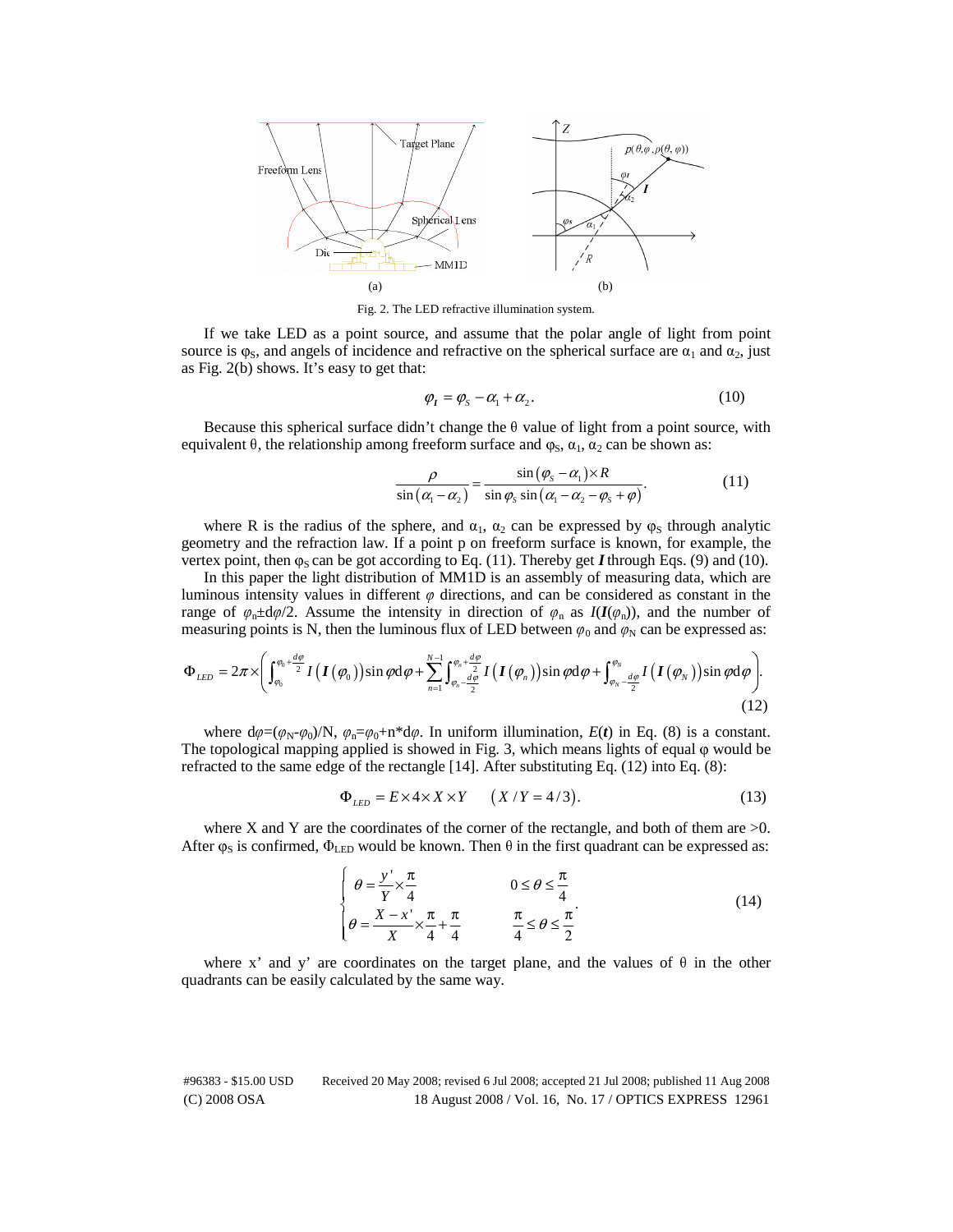Fig. 2. The LED refractive illumination system.

If we take LED as a point source, and assume that the polar angle of light from point source is $\varphi_S$, and angels of incidence and refractive on the spherical surface are $\alpha_1$ and $\alpha_2$, just as Fig. 2(b) shows. It's easy to get that:

$$\varphi_I = \varphi_S - \alpha_1 + \alpha_2. \tag{10}$$

Because this spherical surface didn't change the θ value of light from a point source, with equivalent θ, the relationship among freeform surface and $\varphi_S$, $\alpha_1$, $\alpha_2$ can be shown as:

$$\frac{\rho}{\sin(\alpha_1 - \alpha_2)} = \frac{\sin(\varphi_S - \alpha_1) \times R}{\sin\varphi_S \sin(\alpha_1 - \alpha_2 - \varphi_S + \varphi)}. \tag{11}$$

where R is the radius of the sphere, and $\alpha_1$, $\alpha_2$ can be expressed by $\varphi_S$ through analytic geometry and the refraction law. If a point p on freeform surface is known, for example, the vertex point, then $\varphi_S$ can be got according to Eq. (11). Thereby get $\boldsymbol{I}$ through Eqs. (9) and (10).

In this paper the light distribution of MM1D is an assembly of measuring data, which are luminous intensity values in different $\varphi$ directions, and can be considered as constant in the range of $\varphi_n \pm d\varphi/2$. Assume the intensity in direction of $\varphi_n$ as $I(\boldsymbol{I}(\varphi_n))$, and the number of measuring points is N, then the luminous flux of LED between $\varphi_0$ and $\varphi_N$ can be expressed as:

$$\Phi_{LED} = 2\pi \times \left( \int_{\varphi_0}^{\varphi_0 + \frac{d\varphi}{2}} I\left(\boldsymbol{I}(\varphi_0)\right) \sin\varphi \, d\varphi + \sum_{n=1}^{N-1} \int_{\varphi_n - \frac{d\varphi}{2}}^{\varphi_n + \frac{d\varphi}{2}} I\left(\boldsymbol{I}(\varphi_n)\right) \sin\varphi \, d\varphi + \int_{\varphi_N - \frac{d\varphi}{2}}^{\varphi_N} I\left(\boldsymbol{I}(\varphi_N)\right) \sin\varphi \, d\varphi \right). \tag{12}$$

where $d\varphi = (\varphi_N - \varphi_0)/N$, $\varphi_n = \varphi_0 + n*d\varphi$. In uniform illumination, $E(\boldsymbol{t})$ in Eq. (8) is a constant. The topological mapping applied is showed in Fig. 3, which means lights of equal φ would be refracted to the same edge of the rectangle [14]. After substituting Eq. (12) into Eq. (8):

$$\Phi_{LED} = E \times 4 \times X \times Y \qquad (X/Y = 4/3). \tag{13}$$

where X and Y are the coordinates of the corner of the rectangle, and both of them are >0. After $\varphi_S$ is confirmed, $\Phi_{LED}$ would be known. Then θ in the first quadrant can be expressed as:

$$\begin{cases} \theta = \dfrac{y'}{Y} \times \dfrac{\pi}{4} & 0 \le \theta \le \dfrac{\pi}{4} \\ \theta = \dfrac{X - x'}{X} \times \dfrac{\pi}{4} + \dfrac{\pi}{4} & \dfrac{\pi}{4} \le \theta \le \dfrac{\pi}{2} \end{cases}. \tag{14}$$

where x' and y' are coordinates on the target plane, and the values of θ in the other quadrants can be easily calculated by the same way.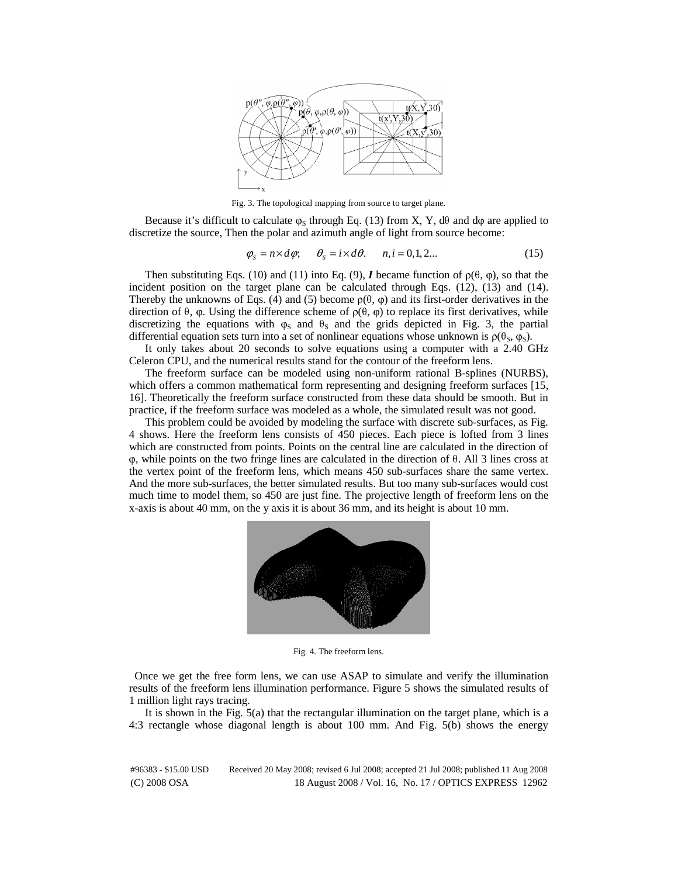Fig. 3. The topological mapping from source to target plane.

Because it's difficult to calculate $\varphi_S$ through Eq. (13) from X, Y, $d\theta$ and $d\varphi$ are applied to discretize the source, Then the polar and azimuth angle of light from source become:

$$\varphi_s = n \times d\varphi; \quad \theta_s = i \times d\theta. \quad n, i = 0,1,2... \tag{15}$$

Then substituting Eqs. (10) and (11) into Eq. (9), ***I*** became function of $\rho(\theta, \varphi)$, so that the incident position on the target plane can be calculated through Eqs. (12), (13) and (14). Thereby the unknowns of Eqs. (4) and (5) become $\rho(\theta, \varphi)$ and its first-order derivatives in the direction of $\theta$, $\varphi$. Using the difference scheme of $\rho(\theta, \varphi)$ to replace its first derivatives, while discretizing the equations with $\varphi_S$ and $\theta_S$ and the grids depicted in Fig. 3, the partial differential equation sets turn into a set of nonlinear equations whose unknown is $\rho(\theta_S, \varphi_S)$.

It only takes about 20 seconds to solve equations using a computer with a 2.40 GHz Celeron CPU, and the numerical results stand for the contour of the freeform lens.

The freeform surface can be modeled using non-uniform rational B-splines (NURBS), which offers a common mathematical form representing and designing freeform surfaces [15, 16]. Theoretically the freeform surface constructed from these data should be smooth. But in practice, if the freeform surface was modeled as a whole, the simulated result was not good.

This problem could be avoided by modeling the surface with discrete sub-surfaces, as Fig. 4 shows. Here the freeform lens consists of 450 pieces. Each piece is lofted from 3 lines which are constructed from points. Points on the central line are calculated in the direction of $\varphi$, while points on the two fringe lines are calculated in the direction of $\theta$. All 3 lines cross at the vertex point of the freeform lens, which means 450 sub-surfaces share the same vertex. And the more sub-surfaces, the better simulated results. But too many sub-surfaces would cost much time to model them, so 450 are just fine. The projective length of freeform lens on the x-axis is about 40 mm, on the y axis it is about 36 mm, and its height is about 10 mm.

Fig. 4. The freeform lens.

Once we get the free form lens, we can use ASAP to simulate and verify the illumination results of the freeform lens illumination performance. Figure 5 shows the simulated results of 1 million light rays tracing.

It is shown in the Fig. 5(a) that the rectangular illumination on the target plane, which is a 4:3 rectangle whose diagonal length is about 100 mm. And Fig. 5(b) shows the energy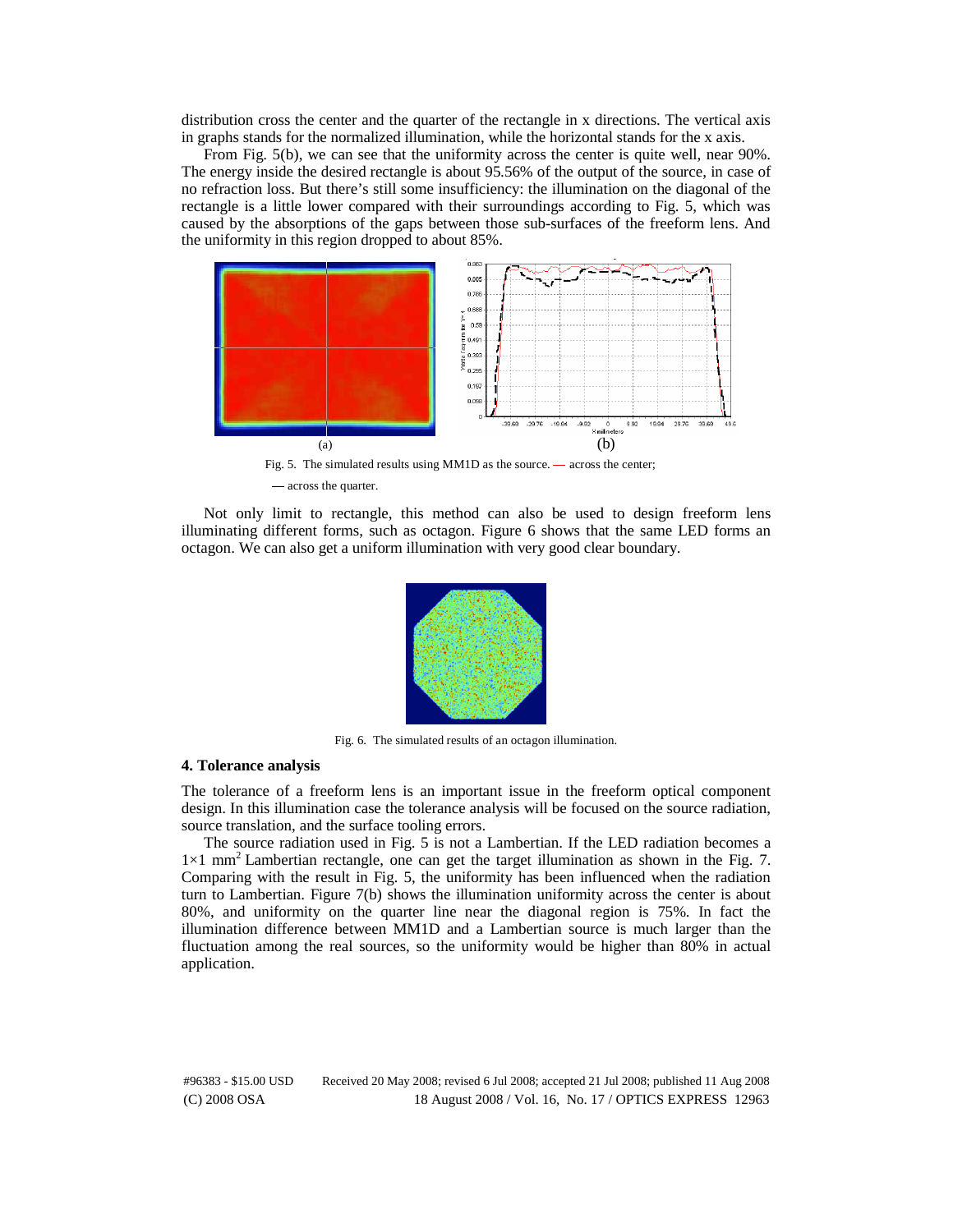distribution cross the center and the quarter of the rectangle in x directions. The vertical axis in graphs stands for the normalized illumination, while the horizontal stands for the x axis.

From Fig. 5(b), we can see that the uniformity across the center is quite well, near 90%. The energy inside the desired rectangle is about 95.56% of the output of the source, in case of no refraction loss. But there's still some insufficiency: the illumination on the diagonal of the rectangle is a little lower compared with their surroundings according to Fig. 5, which was caused by the absorptions of the gaps between those sub-surfaces of the freeform lens. And the uniformity in this region dropped to about 85%.

(a) (b)

Fig. 5. The simulated results using MM1D as the source. — across the center; — across the quarter.

Not only limit to rectangle, this method can also be used to design freeform lens illuminating different forms, such as octagon. Figure 6 shows that the same LED forms an octagon. We can also get a uniform illumination with very good clear boundary.

Fig. 6. The simulated results of an octagon illumination.

## 4. Tolerance analysis

The tolerance of a freeform lens is an important issue in the freeform optical component design. In this illumination case the tolerance analysis will be focused on the source radiation, source translation, and the surface tooling errors.

The source radiation used in Fig. 5 is not a Lambertian. If the LED radiation becomes a $1\times1$ mm$^2$ Lambertian rectangle, one can get the target illumination as shown in the Fig. 7. Comparing with the result in Fig. 5, the uniformity has been influenced when the radiation turn to Lambertian. Figure 7(b) shows the illumination uniformity across the center is about 80%, and uniformity on the quarter line near the diagonal region is 75%. In fact the illumination difference between MM1D and a Lambertian source is much larger than the fluctuation among the real sources, so the uniformity would be higher than 80% in actual application.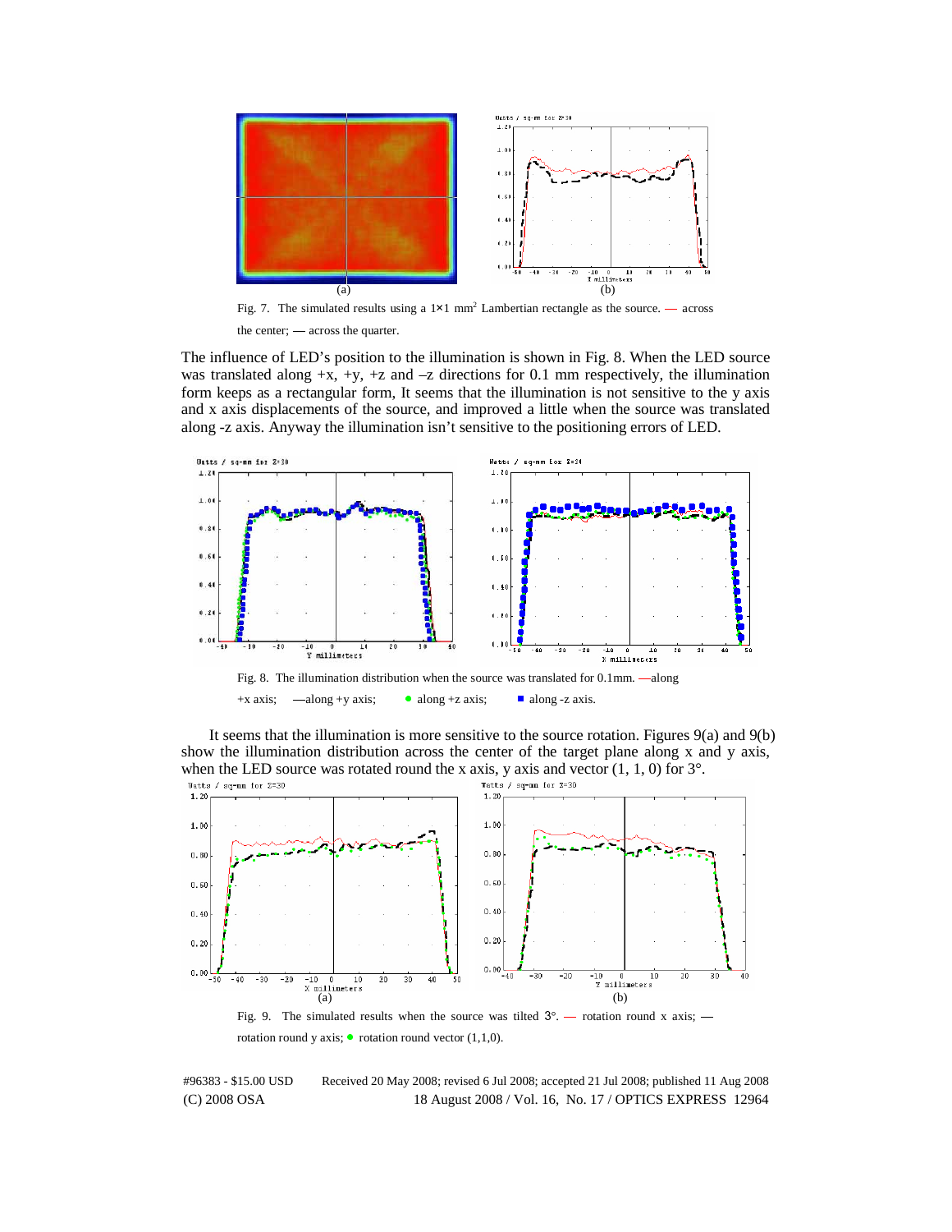Fig. 7. The simulated results using a $1\times1$ mm$^2$ Lambertian rectangle as the source. — across the center; — across the quarter.

The influence of LED's position to the illumination is shown in Fig. 8. When the LED source was translated along +x, +y, +z and –z directions for 0.1 mm respectively, the illumination form keeps as a rectangular form, It seems that the illumination is not sensitive to the y axis and x axis displacements of the source, and improved a little when the source was translated along -z axis. Anyway the illumination isn't sensitive to the positioning errors of LED.

Fig. 8. The illumination distribution when the source was translated for 0.1mm. —along +x axis; —along +y axis; ● along +z axis; ■ along -z axis.

It seems that the illumination is more sensitive to the source rotation. Figures 9(a) and 9(b) show the illumination distribution across the center of the target plane along x and y axis, when the LED source was rotated round the x axis, y axis and vector (1, 1, 0) for 3°.

Fig. 9. The simulated results when the source was tilted 3°. — rotation round x axis; — rotation round y axis; ● rotation round vector (1,1,0).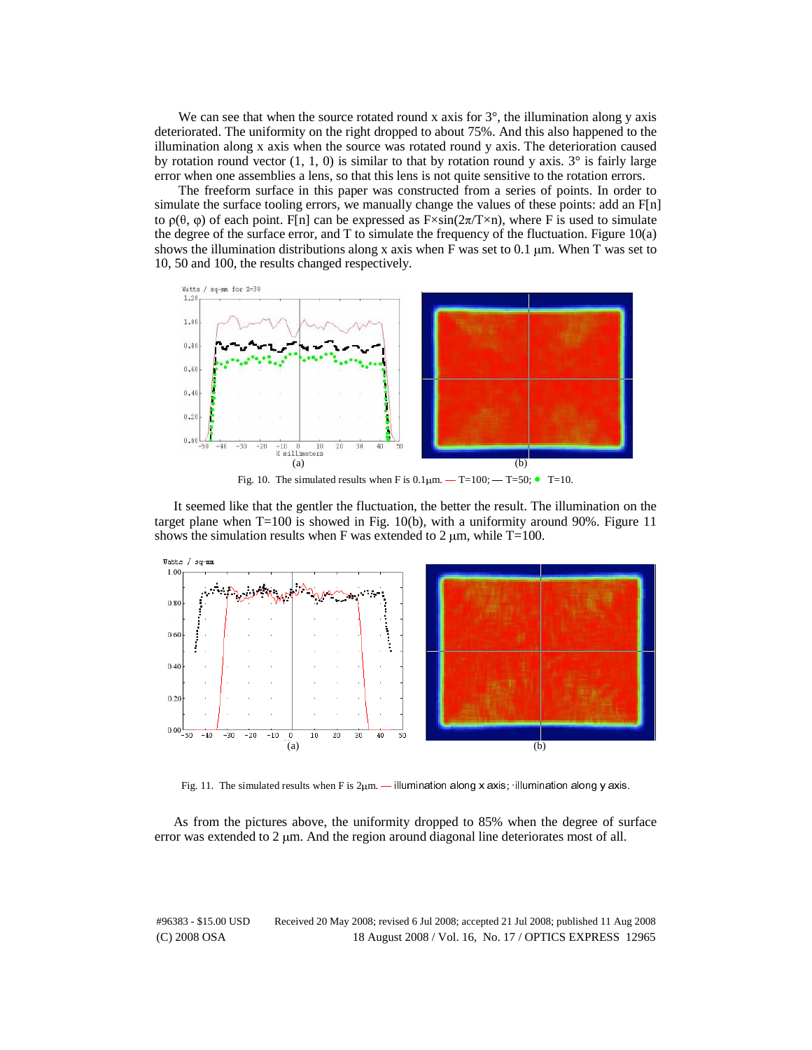We can see that when the source rotated round x axis for 3°, the illumination along y axis deteriorated. The uniformity on the right dropped to about 75%. And this also happened to the illumination along x axis when the source was rotated round y axis. The deterioration caused by rotation round vector (1, 1, 0) is similar to that by rotation round y axis. 3° is fairly large error when one assemblies a lens, so that this lens is not quite sensitive to the rotation errors.

The freeform surface in this paper was constructed from a series of points. In order to simulate the surface tooling errors, we manually change the values of these points: add an F[n] to $\rho(\theta, \varphi)$ of each point. F[n] can be expressed as $F\times\sin(2\pi/T\times n)$, where F is used to simulate the degree of the surface error, and T to simulate the frequency of the fluctuation. Figure 10(a) shows the illumination distributions along x axis when F was set to 0.1 μm. When T was set to 10, 50 and 100, the results changed respectively.

Fig. 10. The simulated results when F is 0.1μm. — T=100; — T=50; • T=10.

It seemed like that the gentler the fluctuation, the better the result. The illumination on the target plane when T=100 is showed in Fig. 10(b), with a uniformity around 90%. Figure 11 shows the simulation results when F was extended to 2 μm, while T=100.

Fig. 11. The simulated results when F is 2μm. — illumination along x axis; ·illumination along y axis.

As from the pictures above, the uniformity dropped to 85% when the degree of surface error was extended to 2 μm. And the region around diagonal line deteriorates most of all.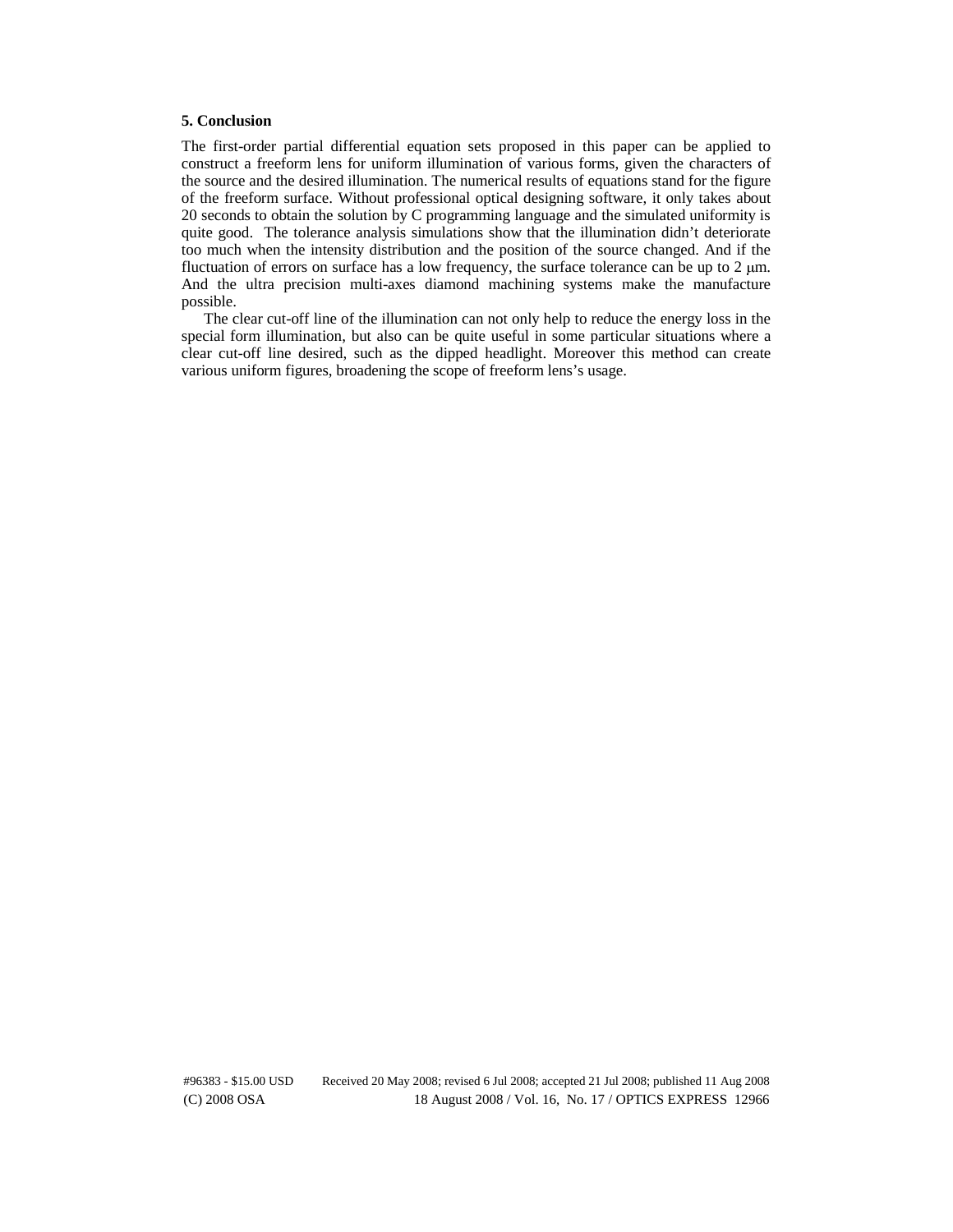### 5. Conclusion

The first-order partial differential equation sets proposed in this paper can be applied to construct a freeform lens for uniform illumination of various forms, given the characters of the source and the desired illumination. The numerical results of equations stand for the figure of the freeform surface. Without professional optical designing software, it only takes about 20 seconds to obtain the solution by C programming language and the simulated uniformity is quite good. The tolerance analysis simulations show that the illumination didn't deteriorate too much when the intensity distribution and the position of the source changed. And if the fluctuation of errors on surface has a low frequency, the surface tolerance can be up to 2 μm. And the ultra precision multi-axes diamond machining systems make the manufacture possible.

The clear cut-off line of the illumination can not only help to reduce the energy loss in the special form illumination, but also can be quite useful in some particular situations where a clear cut-off line desired, such as the dipped headlight. Moreover this method can create various uniform figures, broadening the scope of freeform lens's usage.

#96383 - $15.00 USD Received 20 May 2008; revised 6 Jul 2008; accepted 21 Jul 2008; published 11 Aug 2008